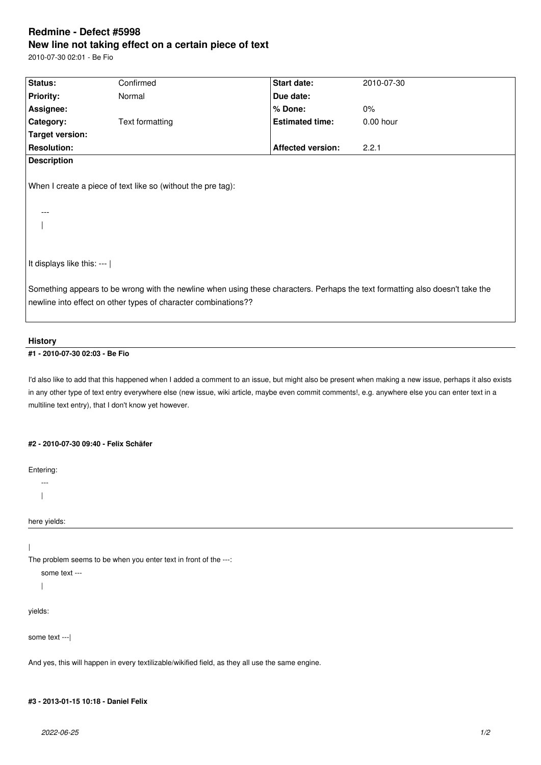# Redmine - Defect #5998

## New line not taking effect on a certain piece of text

2010-07-30 02:01 - Be Fio

| Status: | Confirmed | Start date: | 2010-07-30 |
| --- | --- | --- | --- |
| Priority: | Normal | Due date: | |
| Assignee: | | % Done: | 0% |
| Category: | Text formatting | Estimated time: | 0.00 hour |
| Target version: | | | |
| Resolution: | | Affected version: | 2.2.1 |

**Description**

When I create a piece of text like so (without the pre tag):

```
---
|
```

It displays like this: --- |

Something appears to be wrong with the newline when using these characters. Perhaps the text formatting also doesn't take the newline into effect on other types of character combinations??

### History

#### #1 - 2010-07-30 02:03 - Be Fio

I'd also like to add that this happened when I added a comment to an issue, but might also be present when making a new issue, perhaps it also exists in any other type of text entry everywhere else (new issue, wiki article, maybe even commit comments!, e.g. anywhere else you can enter text in a multiline text entry), that I don't know yet however.

#### #2 - 2010-07-30 09:40 - Felix Schäfer

Entering:

```
---
|
```

here yields:

---

|

The problem seems to be when you enter text in front of the ---:

```
some text ---
|
```

yields:

some text ---|

And yes, this will happen in every textilizable/wikified field, as they all use the same engine.

#### #3 - 2013-01-15 10:18 - Daniel Felix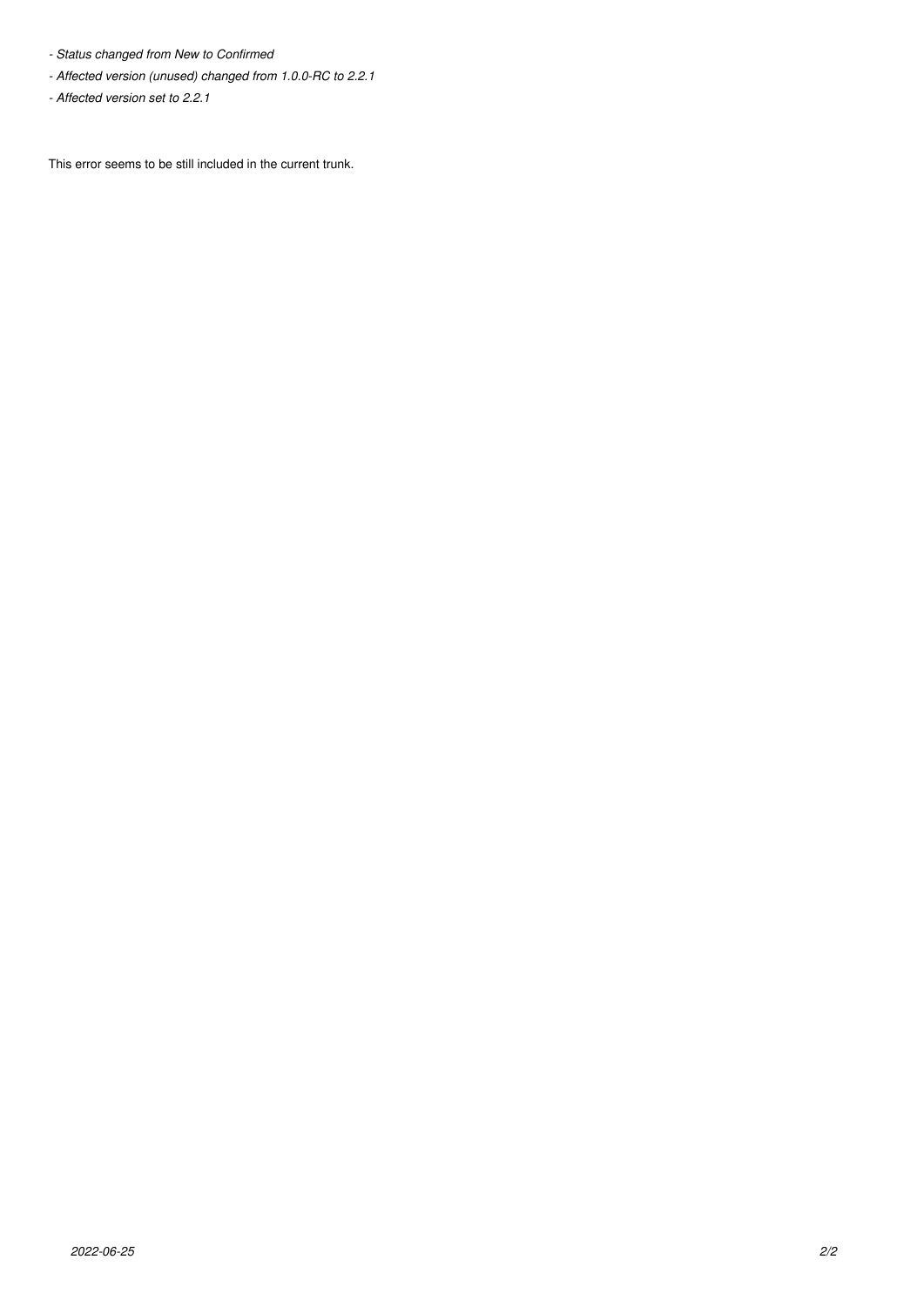- *Status changed from New to Confirmed*
- *Affected version (unused) changed from 1.0.0-RC to 2.2.1*
- *Affected version set to 2.2.1*

This error seems to be still included in the current trunk.